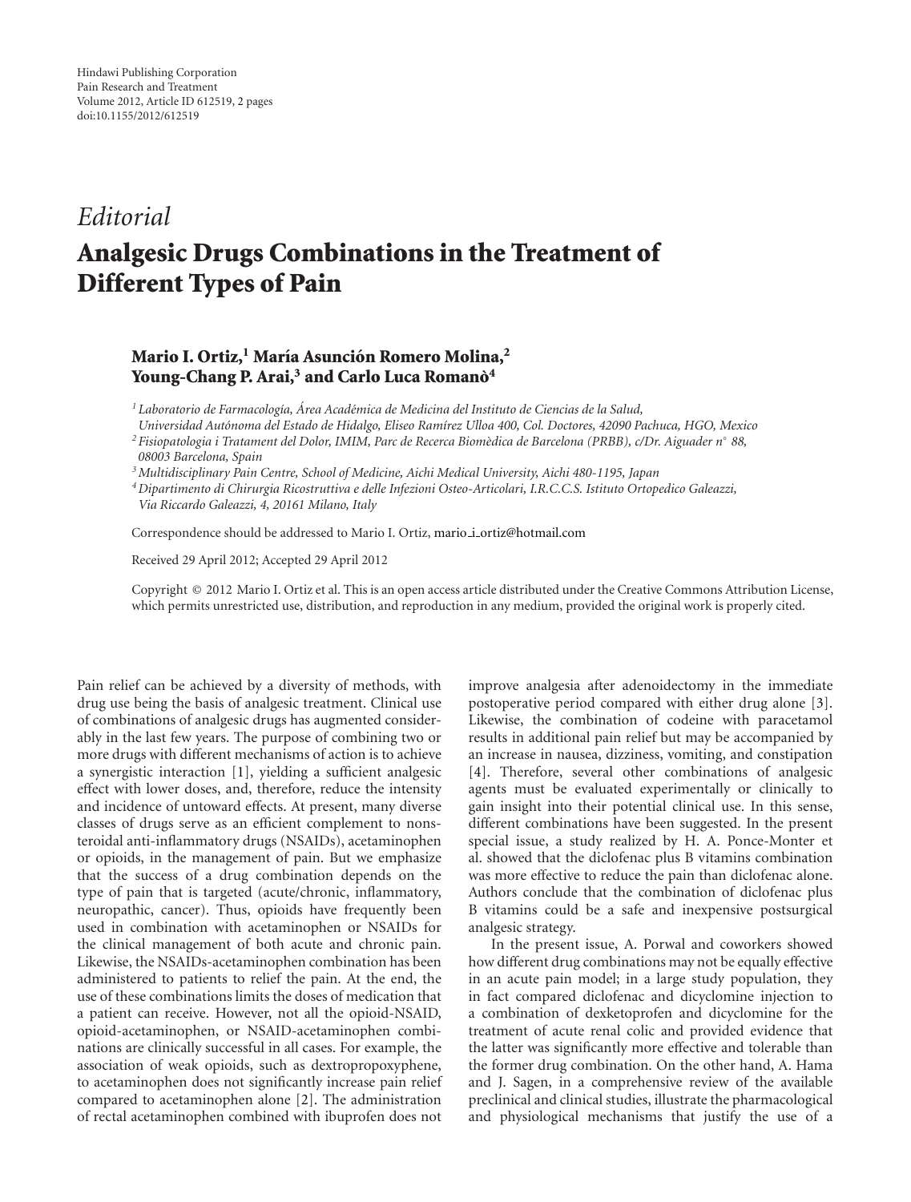Hindawi Publishing Corporation
Pain Research and Treatment
Volume 2012, Article ID 612519, 2 pages
doi:10.1155/2012/612519

*Editorial*

# Analgesic Drugs Combinations in the Treatment of Different Types of Pain

**Mario I. Ortiz,[1] María Asunción Romero Molina,[2] Young-Chang P. Arai,[3] and Carlo Luca Romanò[4]**

[1] *Laboratorio de Farmacología, Área Académica de Medicina del Instituto de Ciencias de la Salud, Universidad Autónoma del Estado de Hidalgo, Eliseo Ramírez Ulloa 400, Col. Doctores, 42090 Pachuca, HGO, Mexico*
[2] *Fisiopatologia i Tratament del Dolor, IMIM, Parc de Recerca Biomèdica de Barcelona (PRBB), c/Dr. Aiguader n° 88, 08003 Barcelona, Spain*
[3] *Multidisciplinary Pain Centre, School of Medicine, Aichi Medical University, Aichi 480-1195, Japan*
[4] *Dipartimento di Chirurgia Ricostruttiva e delle Infezioni Osteo-Articolari, I.R.C.C.S. Istituto Ortopedico Galeazzi, Via Riccardo Galeazzi, 4, 20161 Milano, Italy*

Correspondence should be addressed to Mario I. Ortiz, mario_i_ortiz@hotmail.com

Received 29 April 2012; Accepted 29 April 2012

Copyright © 2012 Mario I. Ortiz et al. This is an open access article distributed under the Creative Commons Attribution License, which permits unrestricted use, distribution, and reproduction in any medium, provided the original work is properly cited.

Pain relief can be achieved by a diversity of methods, with drug use being the basis of analgesic treatment. Clinical use of combinations of analgesic drugs has augmented considerably in the last few years. The purpose of combining two or more drugs with different mechanisms of action is to achieve a synergistic interaction [1], yielding a sufficient analgesic effect with lower doses, and, therefore, reduce the intensity and incidence of untoward effects. At present, many diverse classes of drugs serve as an efficient complement to nonsteroidal anti-inflammatory drugs (NSAIDs), acetaminophen or opioids, in the management of pain. But we emphasize that the success of a drug combination depends on the type of pain that is targeted (acute/chronic, inflammatory, neuropathic, cancer). Thus, opioids have frequently been used in combination with acetaminophen or NSAIDs for the clinical management of both acute and chronic pain. Likewise, the NSAIDs-acetaminophen combination has been administered to patients to relief the pain. At the end, the use of these combinations limits the doses of medication that a patient can receive. However, not all the opioid-NSAID, opioid-acetaminophen, or NSAID-acetaminophen combinations are clinically successful in all cases. For example, the association of weak opioids, such as dextropropoxyphene, to acetaminophen does not significantly increase pain relief compared to acetaminophen alone [2]. The administration of rectal acetaminophen combined with ibuprofen does not improve analgesia after adenoidectomy in the immediate postoperative period compared with either drug alone [3]. Likewise, the combination of codeine with paracetamol results in additional pain relief but may be accompanied by an increase in nausea, dizziness, vomiting, and constipation [4]. Therefore, several other combinations of analgesic agents must be evaluated experimentally or clinically to gain insight into their potential clinical use. In this sense, different combinations have been suggested. In the present special issue, a study realized by H. A. Ponce-Monter et al. showed that the diclofenac plus B vitamins combination was more effective to reduce the pain than diclofenac alone. Authors conclude that the combination of diclofenac plus B vitamins could be a safe and inexpensive postsurgical analgesic strategy.

In the present issue, A. Porwal and coworkers showed how different drug combinations may not be equally effective in an acute pain model; in a large study population, they in fact compared diclofenac and dicyclomine injection to a combination of dexketoprofen and dicyclomine for the treatment of acute renal colic and provided evidence that the latter was significantly more effective and tolerable than the former drug combination. On the other hand, A. Hama and J. Sagen, in a comprehensive review of the available preclinical and clinical studies, illustrate the pharmacological and physiological mechanisms that justify the use of a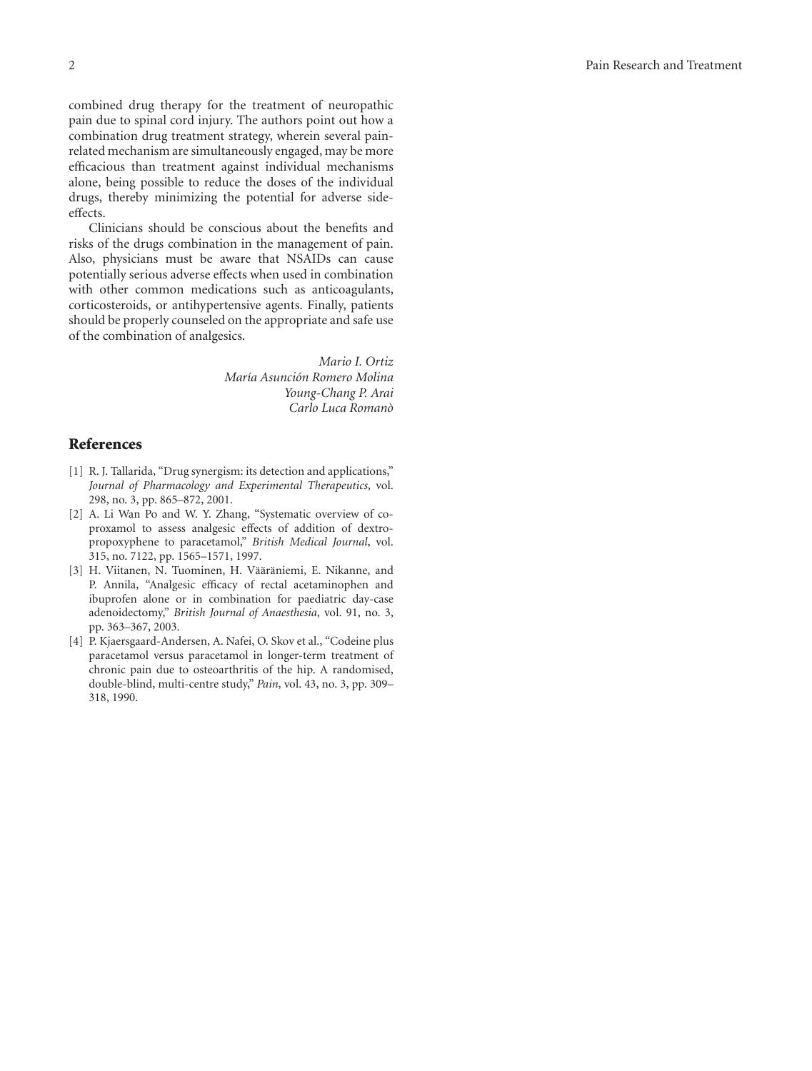combined drug therapy for the treatment of neuropathic pain due to spinal cord injury. The authors point out how a combination drug treatment strategy, wherein several pain-related mechanism are simultaneously engaged, may be more efficacious than treatment against individual mechanisms alone, being possible to reduce the doses of the individual drugs, thereby minimizing the potential for adverse side-effects.

Clinicians should be conscious about the benefits and risks of the drugs combination in the management of pain. Also, physicians must be aware that NSAIDs can cause potentially serious adverse effects when used in combination with other common medications such as anticoagulants, corticosteroids, or antihypertensive agents. Finally, patients should be properly counseled on the appropriate and safe use of the combination of analgesics.

*Mario I. Ortiz*
*María Asunción Romero Molina*
*Young-Chang P. Arai*
*Carlo Luca Romanò*

## References

[1] R. J. Tallarida, "Drug synergism: its detection and applications," *Journal of Pharmacology and Experimental Therapeutics*, vol. 298, no. 3, pp. 865–872, 2001.

[2] A. Li Wan Po and W. Y. Zhang, "Systematic overview of co-proxamol to assess analgesic effects of addition of dextropropoxyphene to paracetamol," *British Medical Journal*, vol. 315, no. 7122, pp. 1565–1571, 1997.

[3] H. Viitanen, N. Tuominen, H. Vääräniemi, E. Nikanne, and P. Annila, "Analgesic efficacy of rectal acetaminophen and ibuprofen alone or in combination for paediatric day-case adenoidectomy," *British Journal of Anaesthesia*, vol. 91, no. 3, pp. 363–367, 2003.

[4] P. Kjaersgaard-Andersen, A. Nafei, O. Skov et al., "Codeine plus paracetamol versus paracetamol in longer-term treatment of chronic pain due to osteoarthritis of the hip. A randomised, double-blind, multi-centre study," *Pain*, vol. 43, no. 3, pp. 309–318, 1990.